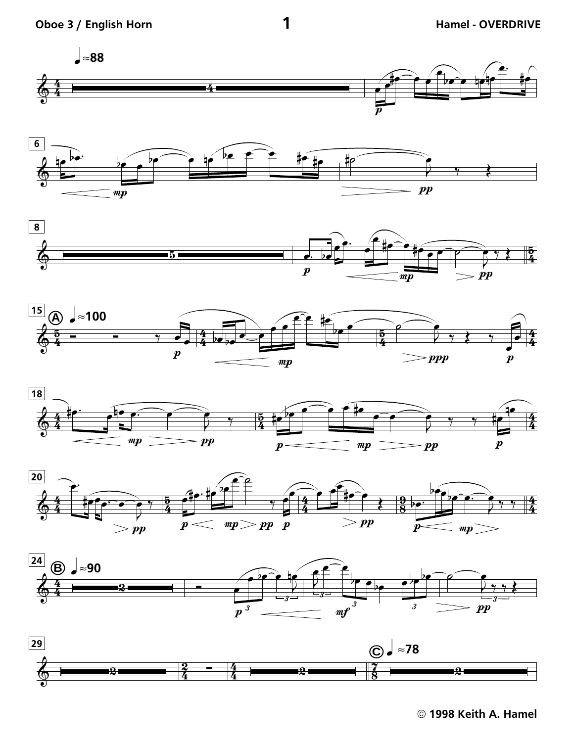**Oboe 3 / English Horn**

**Hamel - OVERDRIVE**

© 1998 Keith A. Hamel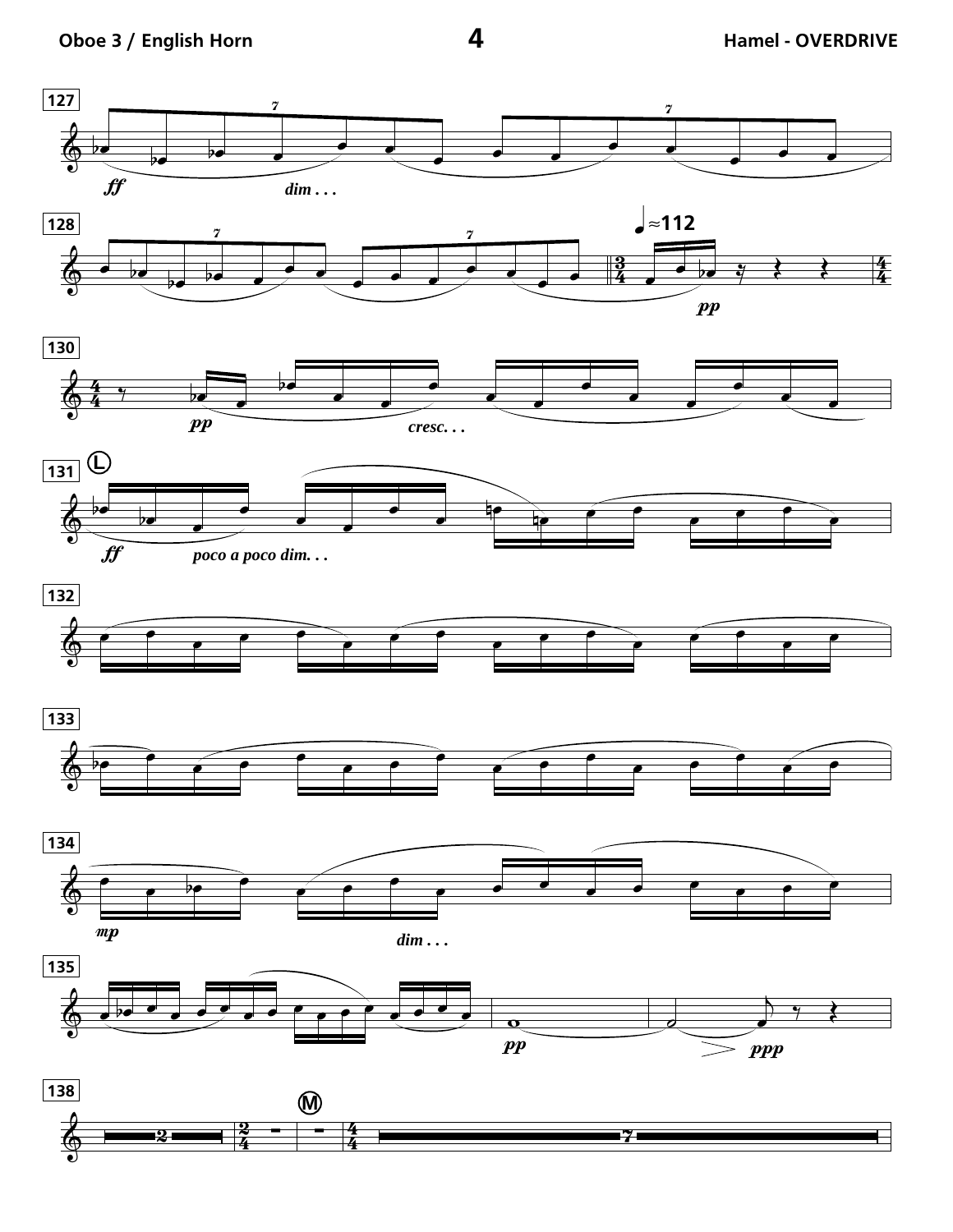127

*ff* *dim . . .*

128

♩≈112

*pp*

130

*pp* *cresc. . .*

131 (L)

*ff* *poco a poco dim. . .*

132

133

134

*mp* *dim . . .*

135

*pp* *ppp*

138 (M)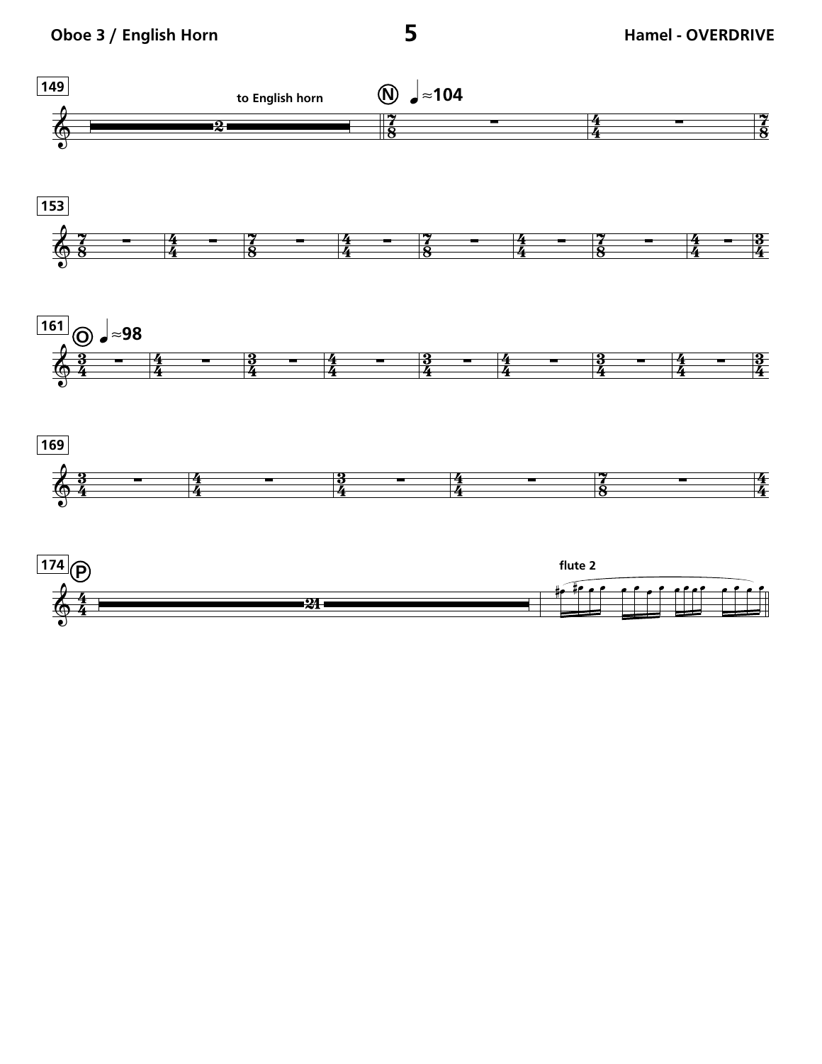149

to English horn

N ♩≈104

153

161

O ♩≈98

169

174

P

flute 2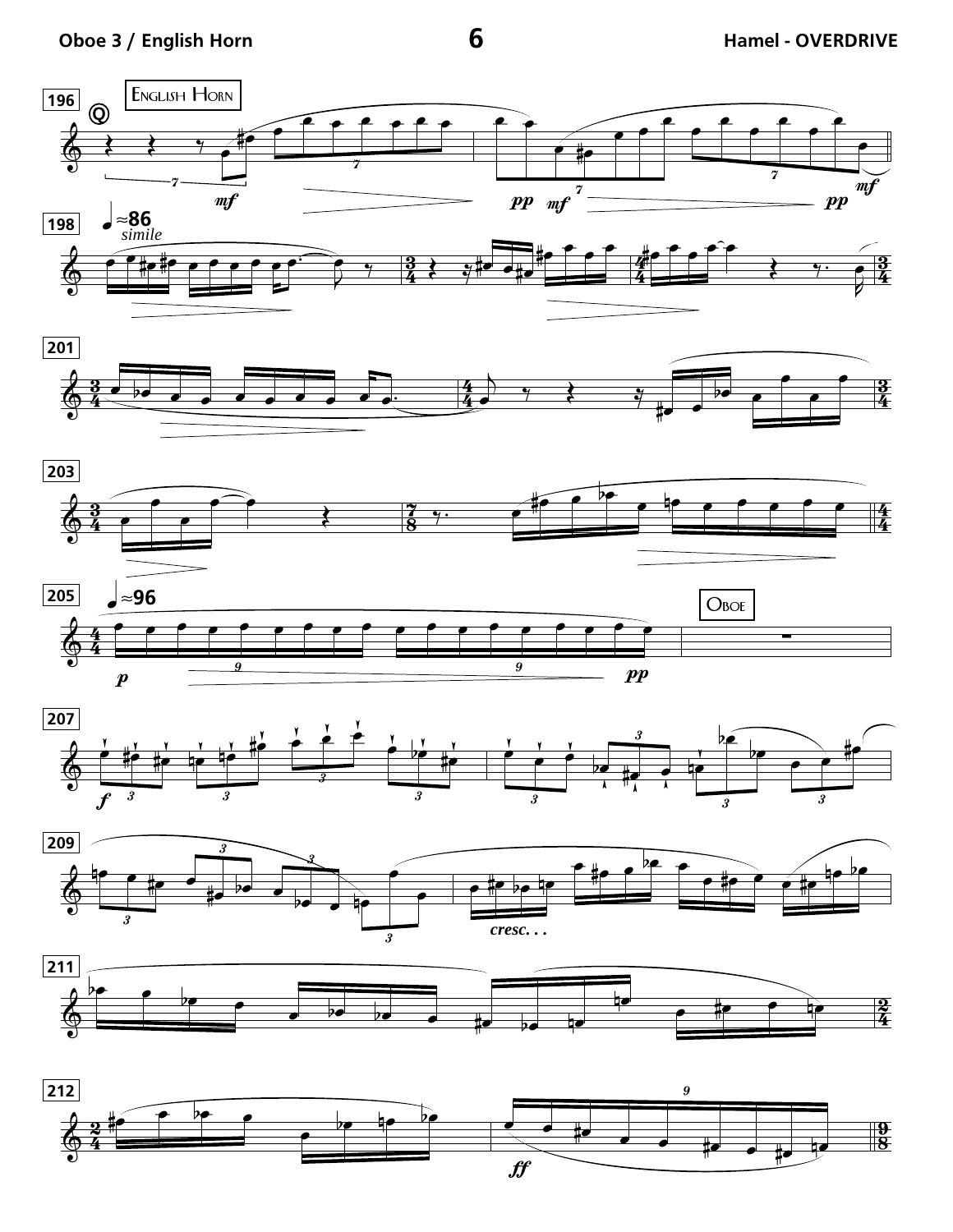196 Q English Horn

*mf* *pp* *mf* *pp* *mf*

198 ♩≈86 *simile*

201

203

205 ♩≈96

*p* *pp*

Oboe

207

*f*

209

*cresc. . .*

211

212

*ff*